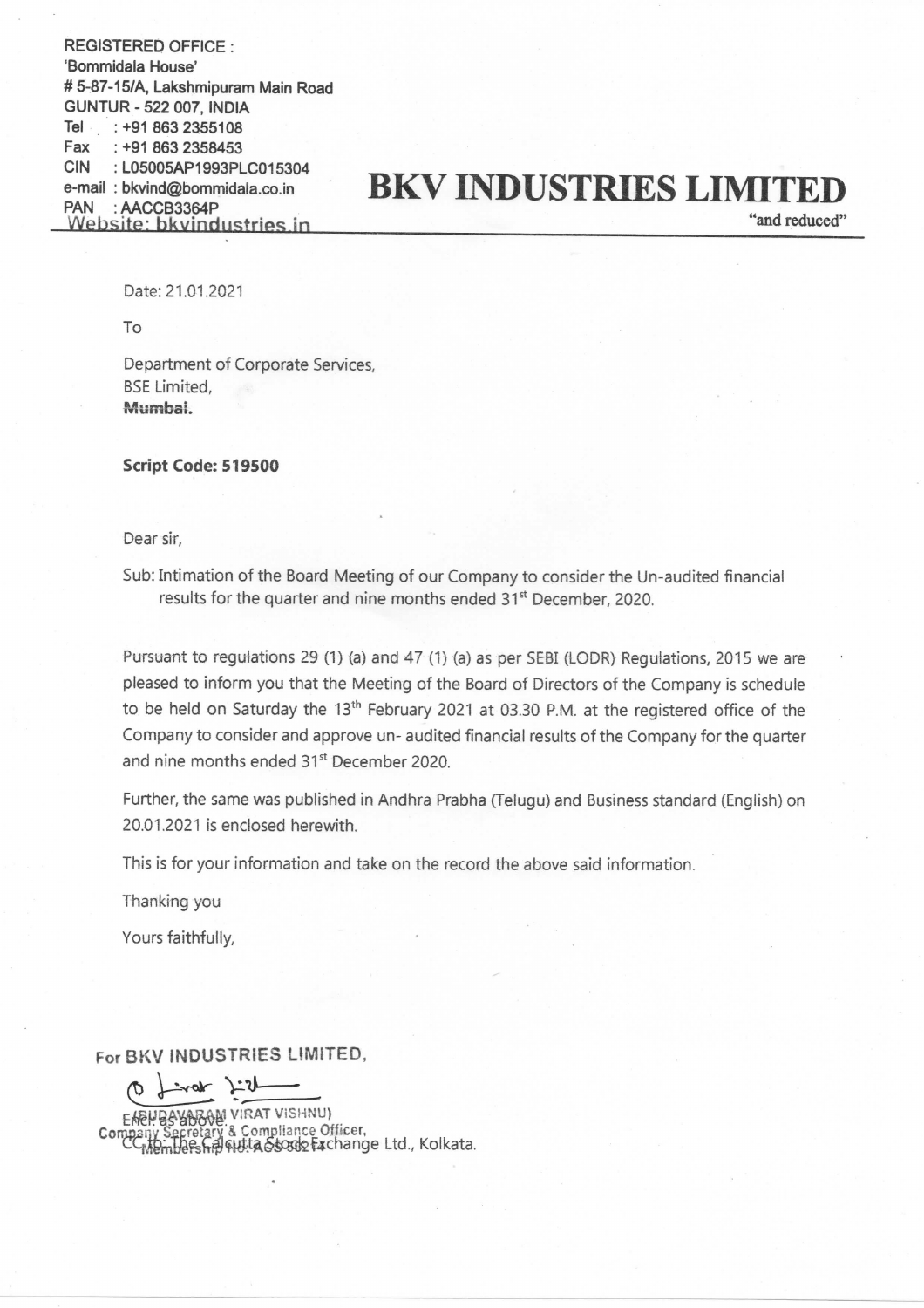REGISTERED OFFICE :
'Bommidala House'
# 5-87-15/A, Lakshmipuram Main Road
GUNTUR - 522 007, INDIA
Tel : +91 863 2355108
Fax : +91 863 2358453
CIN : L05005AP1993PLC015304
e-mail : bkvind@bommidala.co.in
PAN : AACCB3364P
Website: bkvindustries.in

# BKV INDUSTRIES LIMITED

"and reduced"

Date: 21.01.2021

To

Department of Corporate Services,
BSE Limited,
**Mumbai.**

**Script Code: 519500**

Dear sir,

Sub: Intimation of the Board Meeting of our Company to consider the Un-audited financial results for the quarter and nine months ended 31st December, 2020.

Pursuant to regulations 29 (1) (a) and 47 (1) (a) as per SEBI (LODR) Regulations, 2015 we are pleased to inform you that the Meeting of the Board of Directors of the Company is schedule to be held on Saturday the 13th February 2021 at 03.30 P.M. at the registered office of the Company to consider and approve un- audited financial results of the Company for the quarter and nine months ended 31st December 2020.

Further, the same was published in Andhra Prabha (Telugu) and Business standard (English) on 20.01.2021 is enclosed herewith.

This is for your information and take on the record the above said information.

Thanking you

Yours faithfully,

For BKV INDUSTRIES LIMITED,

(BUDAVARAM VIRAT VISHNU)
Company Secretary & Compliance Officer,
Membership No: ACS 58214

Encl: as above.

CC to: The Calcutta Stock Exchange Ltd., Kolkata.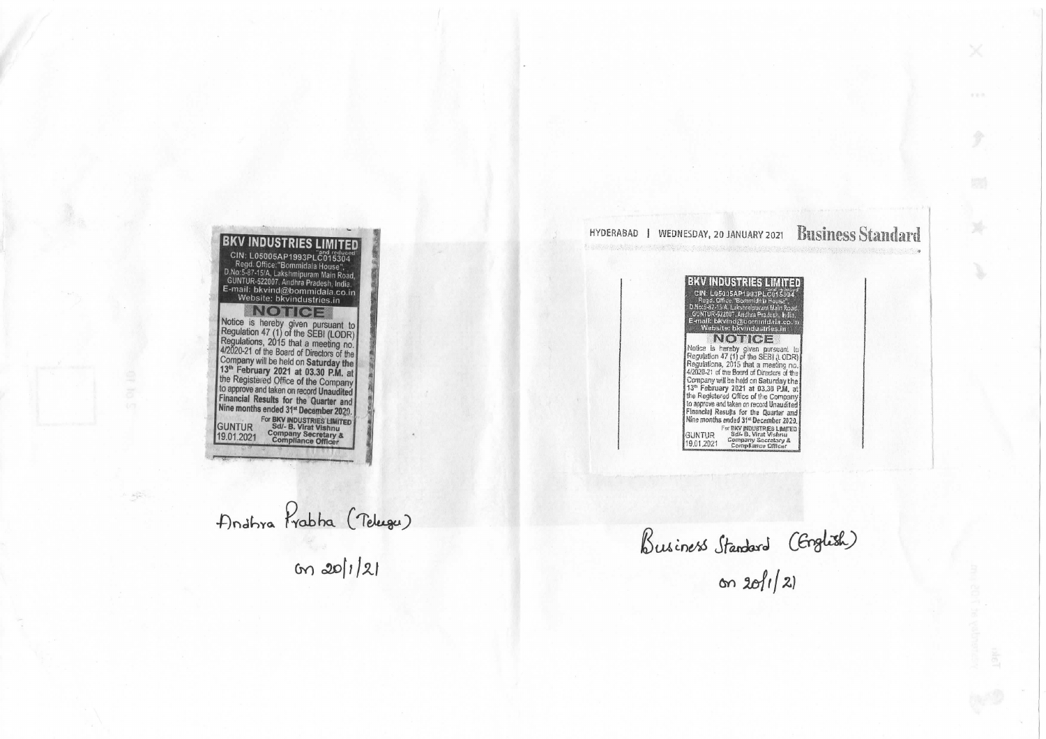**BKV INDUSTRIES LIMITED**

CIN: L05005AP1993PLC015304

Regd. Office:"Bommidala House", D.No:5-87-15/A, Lakshmipuram Main Road, GUNTUR-522007, Andhra Pradesh, India.

E-mail: bkvind@bommidala.co.in

Website: bkvindustries.in

## NOTICE

Notice is hereby given pursuant to Regulation 47 (1) of the SEBI (LODR) Regulations, 2015 that a meeting no. 4/2020-21 of the Board of Directors of the Company will be held on **Saturday the 13th February 2021 at 03.30 P.M.** at the Registered Office of the Company to approve and taken on record **Unaudited Financial Results for the Quarter and Nine months ended 31st December 2020.**

GUNTUR
19.01.2021

For BKV INDUSTRIES LIMITED
Sd/- B. Virat Vishnu
Company Secretary & Compliance Officer

Andhra Prabha (Telugu)
on 20/1/21

HYDERABAD | WEDNESDAY, 20 JANUARY 2021 Business Standard

**BKV INDUSTRIES LIMITED**

CIN: L05005AP1993PLC015304

Regd. Office:"Bommidala House", D.No:5-87-15/A, Lakshmipuram Main Road, GUNTUR-522007, Andhra Pradesh, India.

E-mail: bkvind@bommidala.co.in

Website: bkvindustries.in

## NOTICE

Notice is hereby given pursuant to Regulation 47 (1) of the SEBI (LODR) Regulations, 2015 that a meeting no. 4/2020-21 of the Board of Directors of the Company will be held on Saturday the 13th February 2021 at 03.30 P.M. at the Registered Office of the Company to approve and taken on record Unaudited Financial Results for the Quarter and Nine months ended 31st December 2020.

GUNTUR
19.01.2021

For BKV INDUSTRIES LIMITED
Sd/- B. Virat Vishnu
Company Secretary & Compliance Officer

Business Standard (English)
on 20/1/21